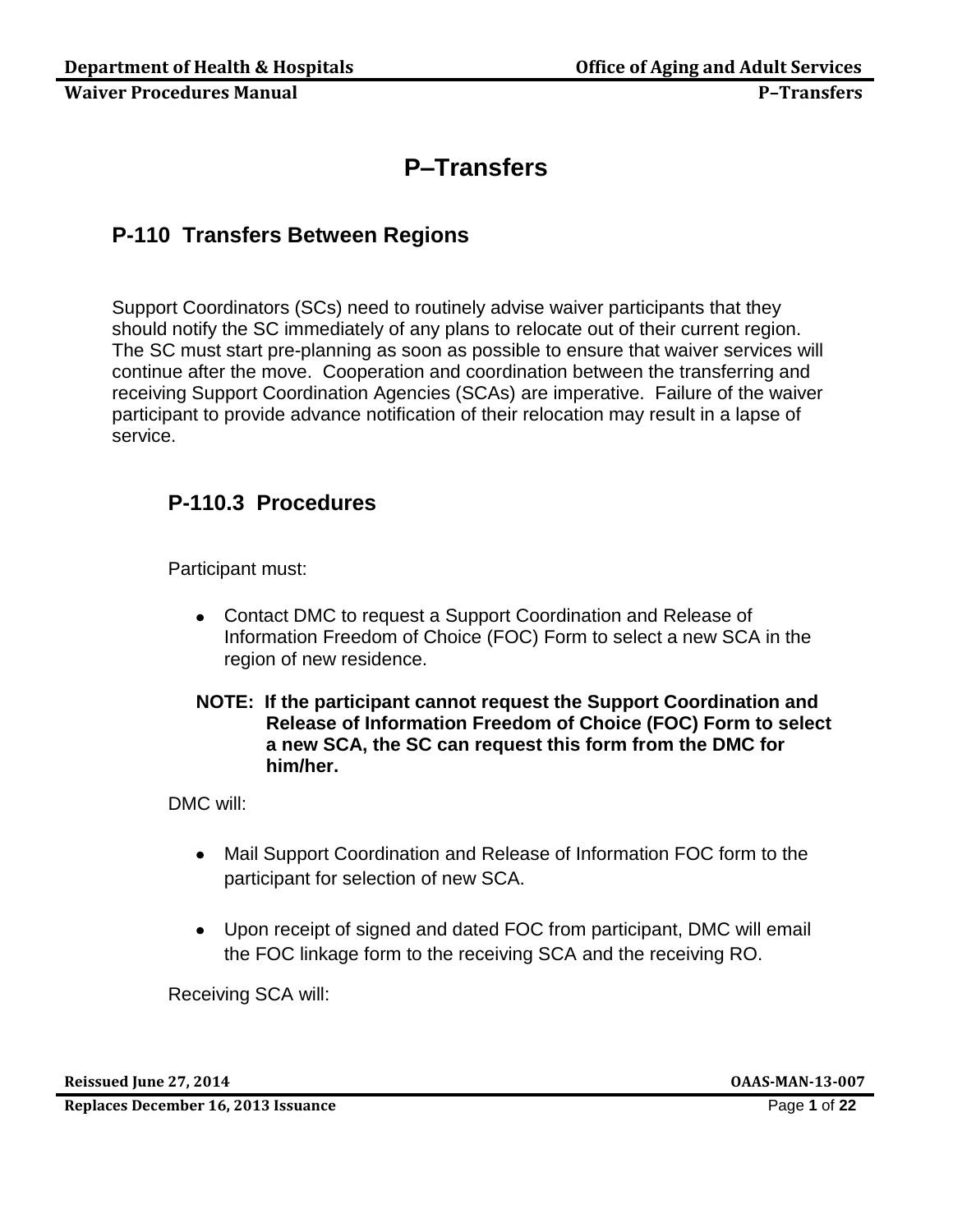# P–Transfers

## P-110 Transfers Between Regions

Support Coordinators (SCs) need to routinely advise waiver participants that they should notify the SC immediately of any plans to relocate out of their current region. The SC must start pre-planning as soon as possible to ensure that waiver services will continue after the move. Cooperation and coordination between the transferring and receiving Support Coordination Agencies (SCAs) are imperative. Failure of the waiver participant to provide advance notification of their relocation may result in a lapse of service.

### P-110.3 Procedures

Participant must:

- Contact DMC to request a Support Coordination and Release of Information Freedom of Choice (FOC) Form to select a new SCA in the region of new residence.

**NOTE: If the participant cannot request the Support Coordination and Release of Information Freedom of Choice (FOC) Form to select a new SCA, the SC can request this form from the DMC for him/her.**

DMC will:

- Mail Support Coordination and Release of Information FOC form to the participant for selection of new SCA.
- Upon receipt of signed and dated FOC from participant, DMC will email the FOC linkage form to the receiving SCA and the receiving RO.

Receiving SCA will: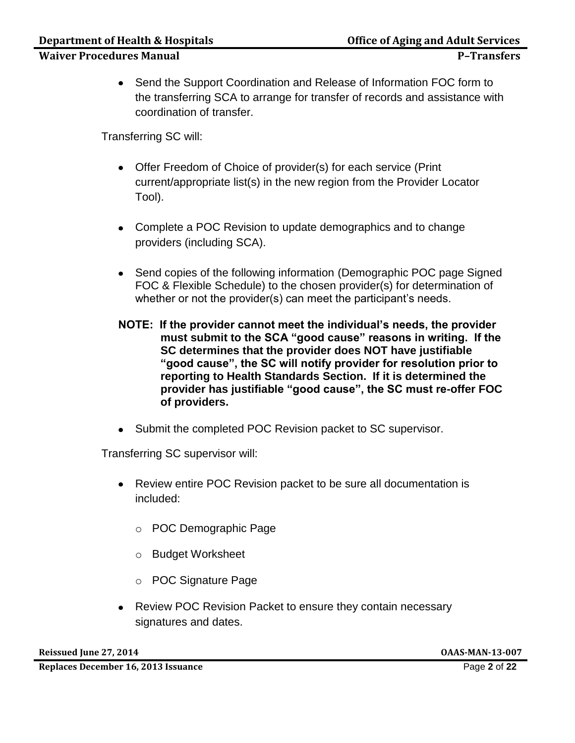- Send the Support Coordination and Release of Information FOC form to the transferring SCA to arrange for transfer of records and assistance with coordination of transfer.

Transferring SC will:

- Offer Freedom of Choice of provider(s) for each service (Print current/appropriate list(s) in the new region from the Provider Locator Tool).
- Complete a POC Revision to update demographics and to change providers (including SCA).
- Send copies of the following information (Demographic POC page Signed FOC & Flexible Schedule) to the chosen provider(s) for determination of whether or not the provider(s) can meet the participant's needs.

**NOTE: If the provider cannot meet the individual's needs, the provider must submit to the SCA "good cause" reasons in writing. If the SC determines that the provider does NOT have justifiable "good cause", the SC will notify provider for resolution prior to reporting to Health Standards Section. If it is determined the provider has justifiable "good cause", the SC must re-offer FOC of providers.**

- Submit the completed POC Revision packet to SC supervisor.

Transferring SC supervisor will:

- Review entire POC Revision packet to be sure all documentation is included:
  - POC Demographic Page
  - Budget Worksheet
  - POC Signature Page
- Review POC Revision Packet to ensure they contain necessary signatures and dates.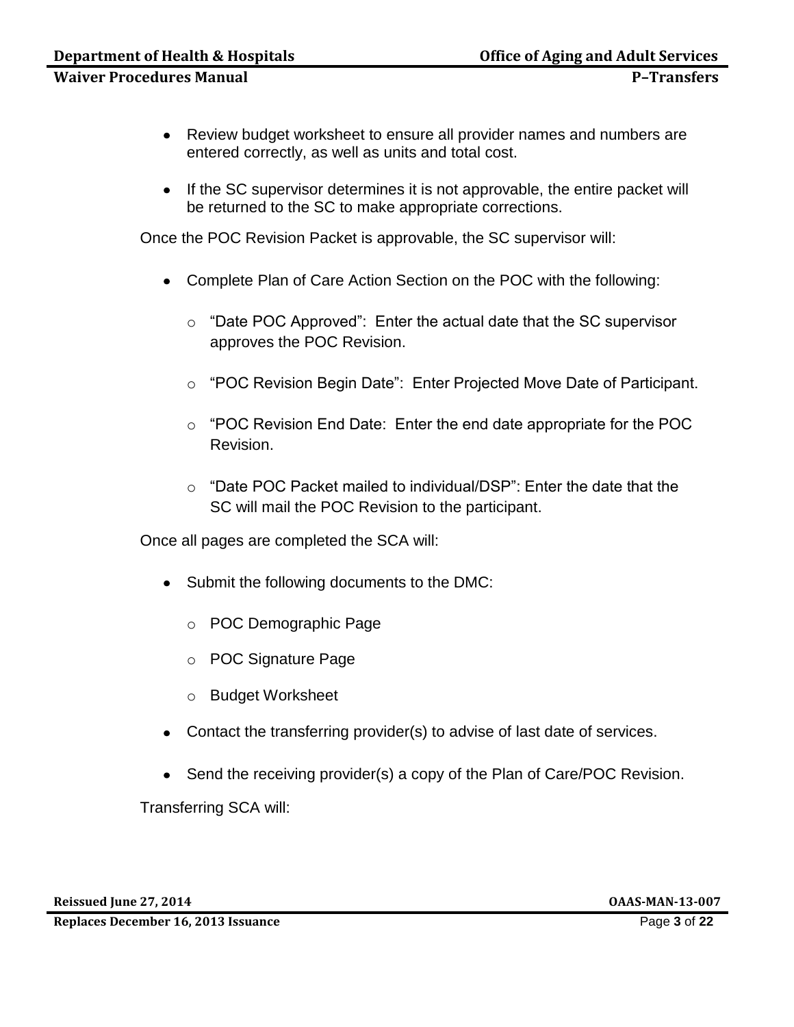- Review budget worksheet to ensure all provider names and numbers are entered correctly, as well as units and total cost.
- If the SC supervisor determines it is not approvable, the entire packet will be returned to the SC to make appropriate corrections.

Once the POC Revision Packet is approvable, the SC supervisor will:

- Complete Plan of Care Action Section on the POC with the following:
  - "Date POC Approved": Enter the actual date that the SC supervisor approves the POC Revision.
  - "POC Revision Begin Date": Enter Projected Move Date of Participant.
  - "POC Revision End Date: Enter the end date appropriate for the POC Revision.
  - "Date POC Packet mailed to individual/DSP": Enter the date that the SC will mail the POC Revision to the participant.

Once all pages are completed the SCA will:

- Submit the following documents to the DMC:
  - POC Demographic Page
  - POC Signature Page
  - Budget Worksheet
- Contact the transferring provider(s) to advise of last date of services.
- Send the receiving provider(s) a copy of the Plan of Care/POC Revision.

Transferring SCA will: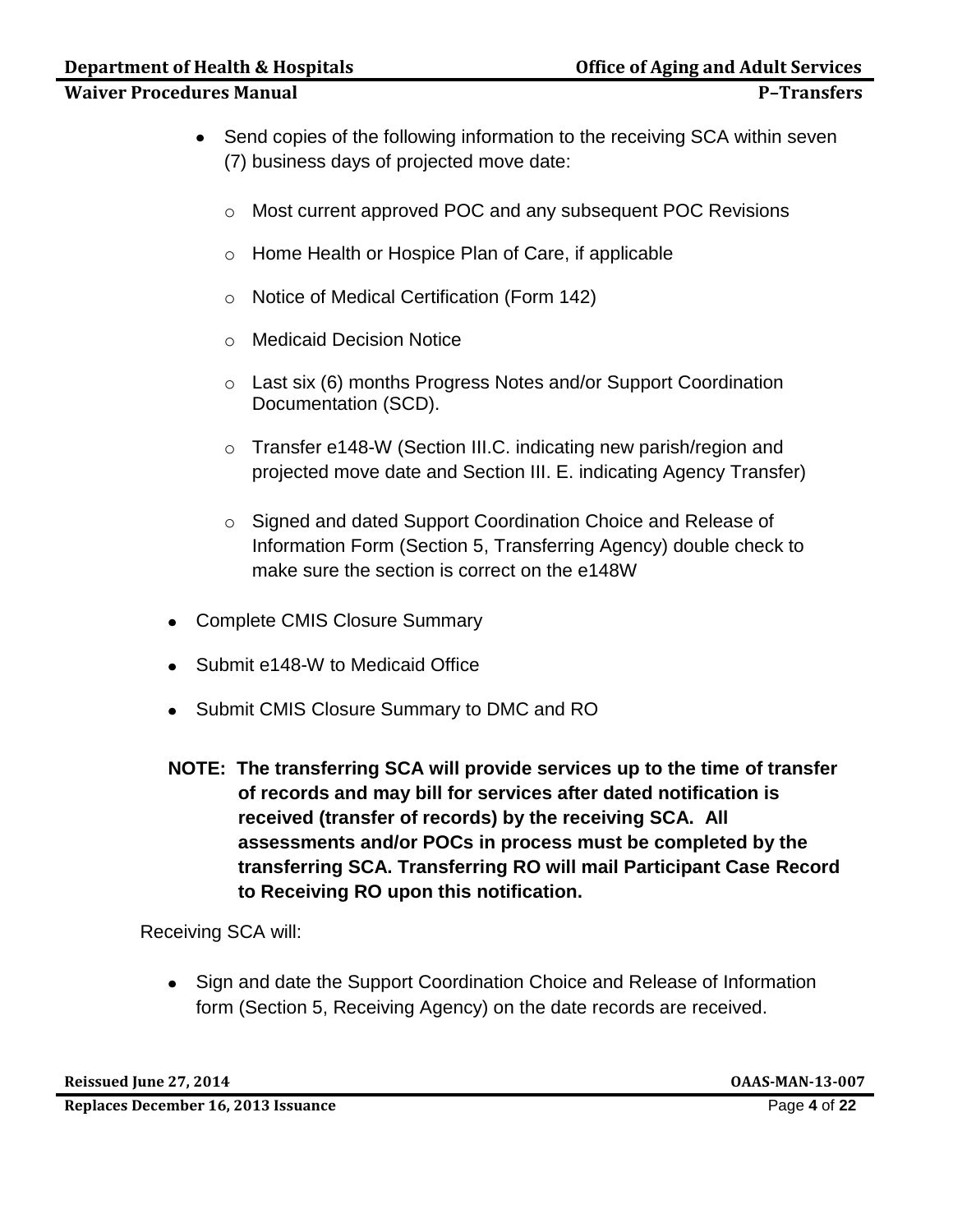- Send copies of the following information to the receiving SCA within seven (7) business days of projected move date:
    - Most current approved POC and any subsequent POC Revisions
    - Home Health or Hospice Plan of Care, if applicable
    - Notice of Medical Certification (Form 142)
    - Medicaid Decision Notice
    - Last six (6) months Progress Notes and/or Support Coordination Documentation (SCD).
    - Transfer e148-W (Section III.C. indicating new parish/region and projected move date and Section III. E. indicating Agency Transfer)
    - Signed and dated Support Coordination Choice and Release of Information Form (Section 5, Transferring Agency) double check to make sure the section is correct on the e148W

- Complete CMIS Closure Summary
- Submit e148-W to Medicaid Office
- Submit CMIS Closure Summary to DMC and RO

**NOTE: The transferring SCA will provide services up to the time of transfer of records and may bill for services after dated notification is received (transfer of records) by the receiving SCA. All assessments and/or POCs in process must be completed by the transferring SCA. Transferring RO will mail Participant Case Record to Receiving RO upon this notification.**

Receiving SCA will:

- Sign and date the Support Coordination Choice and Release of Information form (Section 5, Receiving Agency) on the date records are received.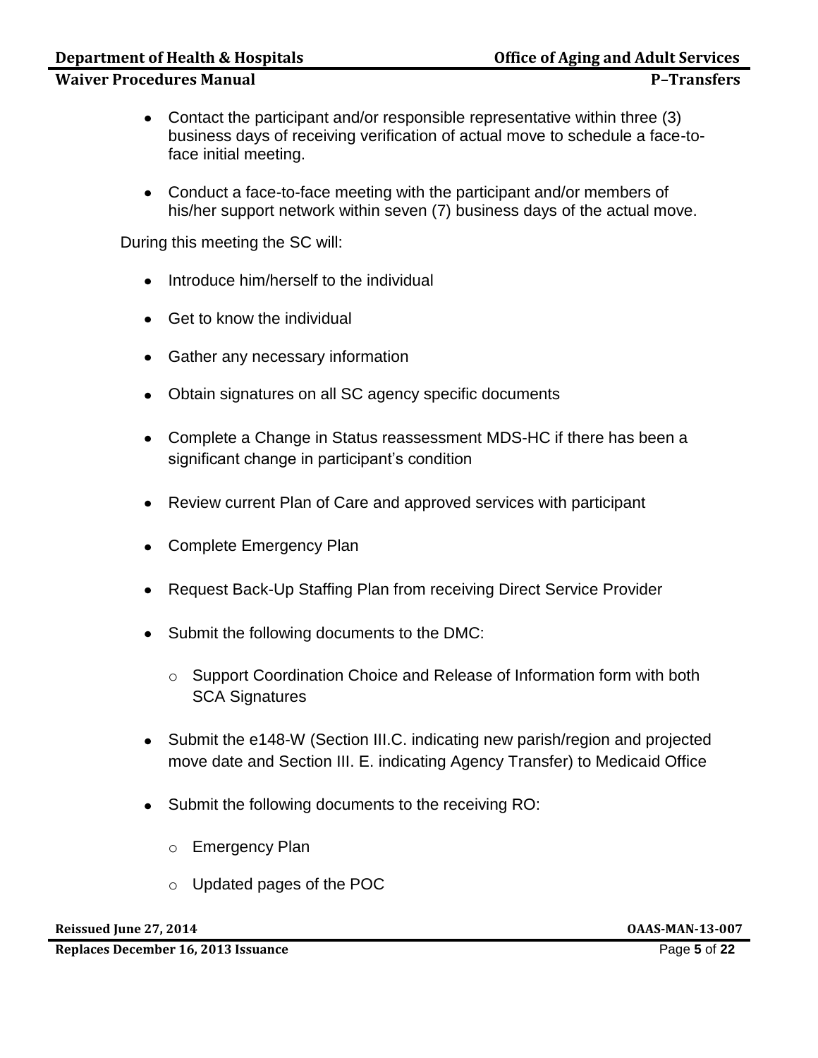- Contact the participant and/or responsible representative within three (3) business days of receiving verification of actual move to schedule a face-to-face initial meeting.
- Conduct a face-to-face meeting with the participant and/or members of his/her support network within seven (7) business days of the actual move.

During this meeting the SC will:

- Introduce him/herself to the individual
- Get to know the individual
- Gather any necessary information
- Obtain signatures on all SC agency specific documents
- Complete a Change in Status reassessment MDS-HC if there has been a significant change in participant's condition
- Review current Plan of Care and approved services with participant
- Complete Emergency Plan
- Request Back-Up Staffing Plan from receiving Direct Service Provider
- Submit the following documents to the DMC:
    - Support Coordination Choice and Release of Information form with both SCA Signatures
- Submit the e148-W (Section III.C. indicating new parish/region and projected move date and Section III. E. indicating Agency Transfer) to Medicaid Office
- Submit the following documents to the receiving RO:
    - Emergency Plan
    - Updated pages of the POC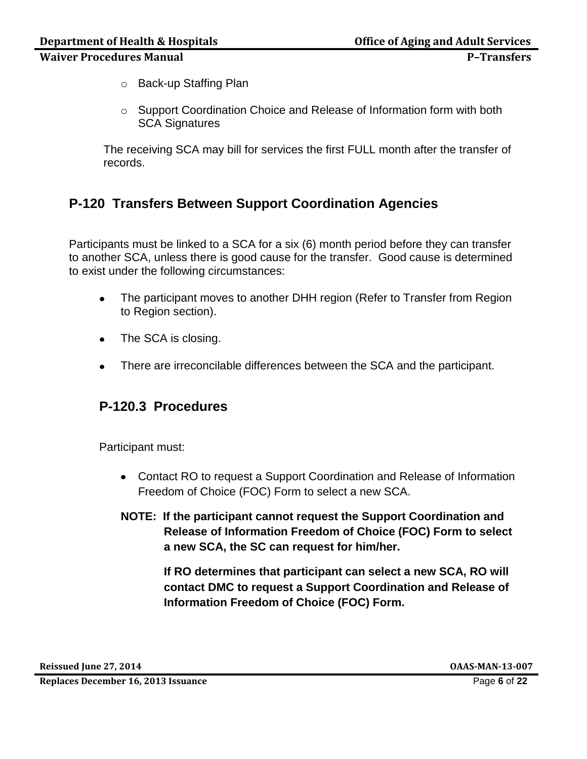- Back-up Staffing Plan
- Support Coordination Choice and Release of Information form with both SCA Signatures

The receiving SCA may bill for services the first FULL month after the transfer of records.

## P-120 Transfers Between Support Coordination Agencies

Participants must be linked to a SCA for a six (6) month period before they can transfer to another SCA, unless there is good cause for the transfer. Good cause is determined to exist under the following circumstances:

- The participant moves to another DHH region (Refer to Transfer from Region to Region section).
- The SCA is closing.
- There are irreconcilable differences between the SCA and the participant.

### P-120.3 Procedures

Participant must:

- Contact RO to request a Support Coordination and Release of Information Freedom of Choice (FOC) Form to select a new SCA.

**NOTE: If the participant cannot request the Support Coordination and Release of Information Freedom of Choice (FOC) Form to select a new SCA, the SC can request for him/her.**

**If RO determines that participant can select a new SCA, RO will contact DMC to request a Support Coordination and Release of Information Freedom of Choice (FOC) Form.**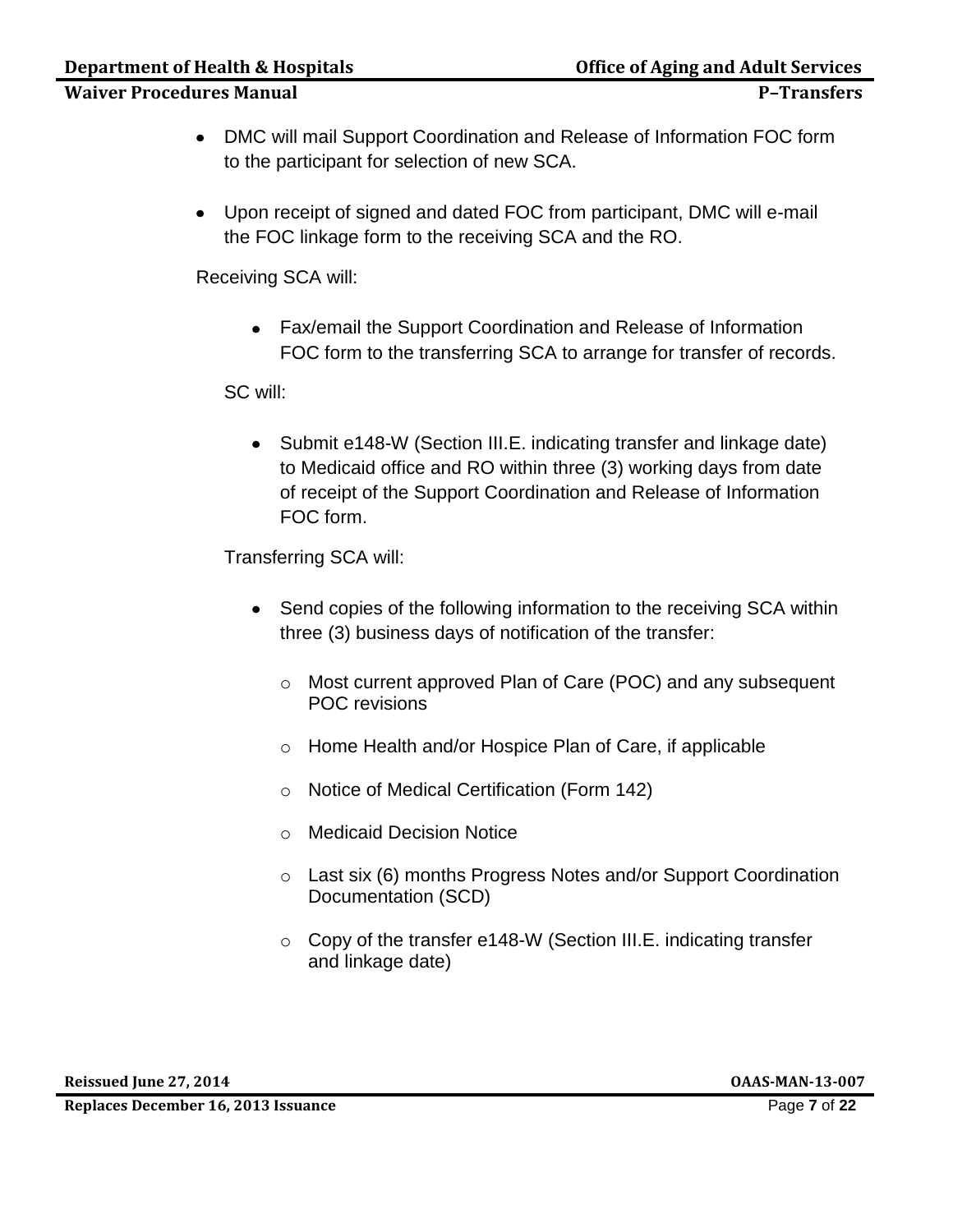- DMC will mail Support Coordination and Release of Information FOC form to the participant for selection of new SCA.

- Upon receipt of signed and dated FOC from participant, DMC will e-mail the FOC linkage form to the receiving SCA and the RO.

Receiving SCA will:

- Fax/email the Support Coordination and Release of Information FOC form to the transferring SCA to arrange for transfer of records.

SC will:

- Submit e148-W (Section III.E. indicating transfer and linkage date) to Medicaid office and RO within three (3) working days from date of receipt of the Support Coordination and Release of Information FOC form.

Transferring SCA will:

- Send copies of the following information to the receiving SCA within three (3) business days of notification of the transfer:
  - Most current approved Plan of Care (POC) and any subsequent POC revisions
  - Home Health and/or Hospice Plan of Care, if applicable
  - Notice of Medical Certification (Form 142)
  - Medicaid Decision Notice
  - Last six (6) months Progress Notes and/or Support Coordination Documentation (SCD)
  - Copy of the transfer e148-W (Section III.E. indicating transfer and linkage date)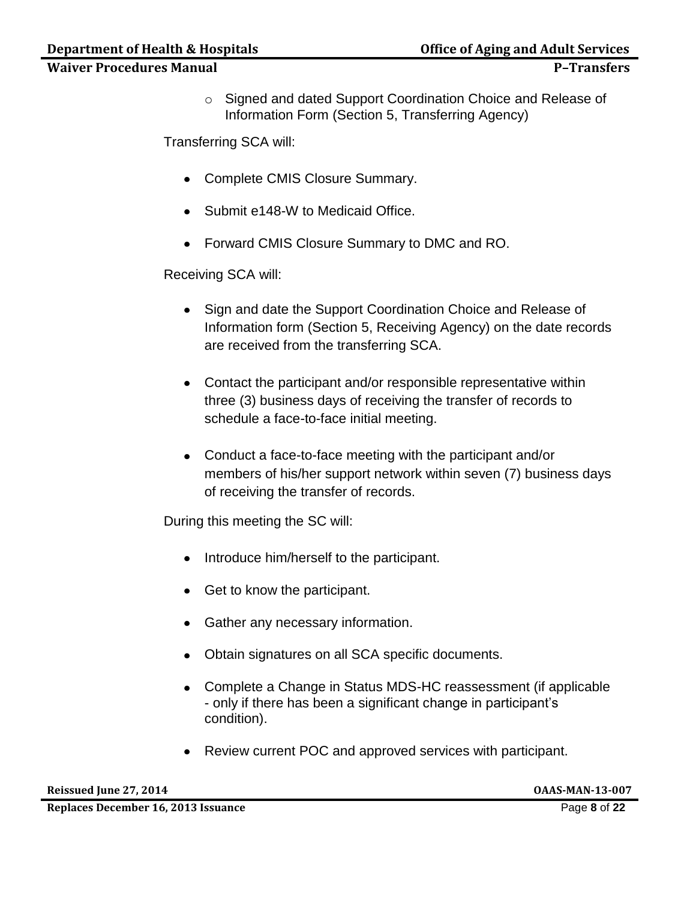- Signed and dated Support Coordination Choice and Release of Information Form (Section 5, Transferring Agency)

Transferring SCA will:

- Complete CMIS Closure Summary.
- Submit e148-W to Medicaid Office.
- Forward CMIS Closure Summary to DMC and RO.

Receiving SCA will:

- Sign and date the Support Coordination Choice and Release of Information form (Section 5, Receiving Agency) on the date records are received from the transferring SCA.
- Contact the participant and/or responsible representative within three (3) business days of receiving the transfer of records to schedule a face-to-face initial meeting.
- Conduct a face-to-face meeting with the participant and/or members of his/her support network within seven (7) business days of receiving the transfer of records.

During this meeting the SC will:

- Introduce him/herself to the participant.
- Get to know the participant.
- Gather any necessary information.
- Obtain signatures on all SCA specific documents.
- Complete a Change in Status MDS-HC reassessment (if applicable - only if there has been a significant change in participant's condition).
- Review current POC and approved services with participant.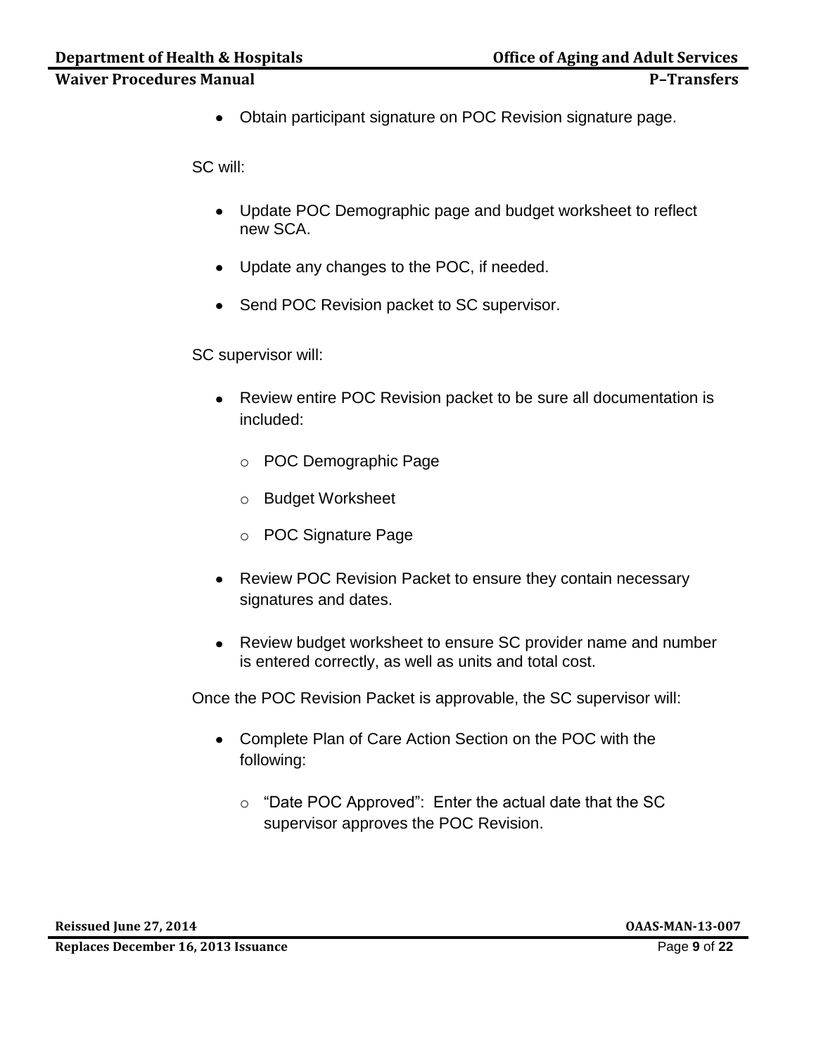- Obtain participant signature on POC Revision signature page.

SC will:

- Update POC Demographic page and budget worksheet to reflect new SCA.
- Update any changes to the POC, if needed.
- Send POC Revision packet to SC supervisor.

SC supervisor will:

- Review entire POC Revision packet to be sure all documentation is included:
    - POC Demographic Page
    - Budget Worksheet
    - POC Signature Page
- Review POC Revision Packet to ensure they contain necessary signatures and dates.
- Review budget worksheet to ensure SC provider name and number is entered correctly, as well as units and total cost.

Once the POC Revision Packet is approvable, the SC supervisor will:

- Complete Plan of Care Action Section on the POC with the following:
    - "Date POC Approved": Enter the actual date that the SC supervisor approves the POC Revision.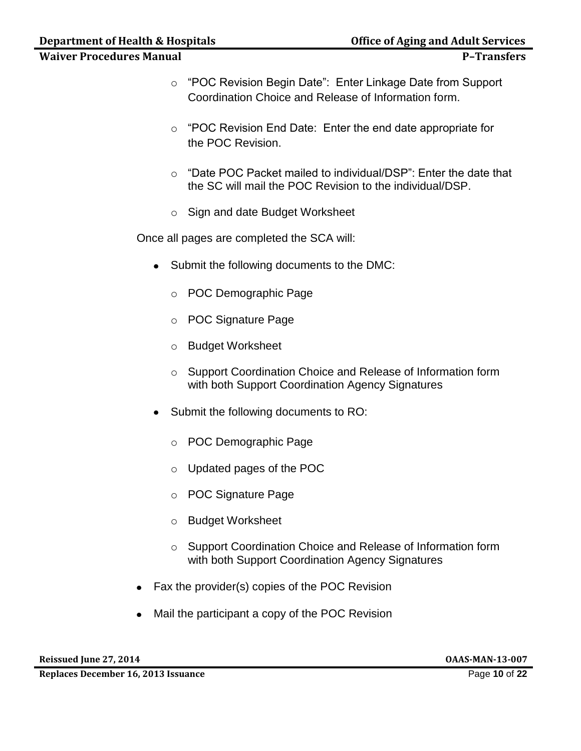- "POC Revision Begin Date": Enter Linkage Date from Support Coordination Choice and Release of Information form.
  - "POC Revision End Date: Enter the end date appropriate for the POC Revision.
  - "Date POC Packet mailed to individual/DSP": Enter the date that the SC will mail the POC Revision to the individual/DSP.
  - Sign and date Budget Worksheet

Once all pages are completed the SCA will:

- Submit the following documents to the DMC:
  - POC Demographic Page
  - POC Signature Page
  - Budget Worksheet
  - Support Coordination Choice and Release of Information form with both Support Coordination Agency Signatures
- Submit the following documents to RO:
  - POC Demographic Page
  - Updated pages of the POC
  - POC Signature Page
  - Budget Worksheet
  - Support Coordination Choice and Release of Information form with both Support Coordination Agency Signatures
- Fax the provider(s) copies of the POC Revision
- Mail the participant a copy of the POC Revision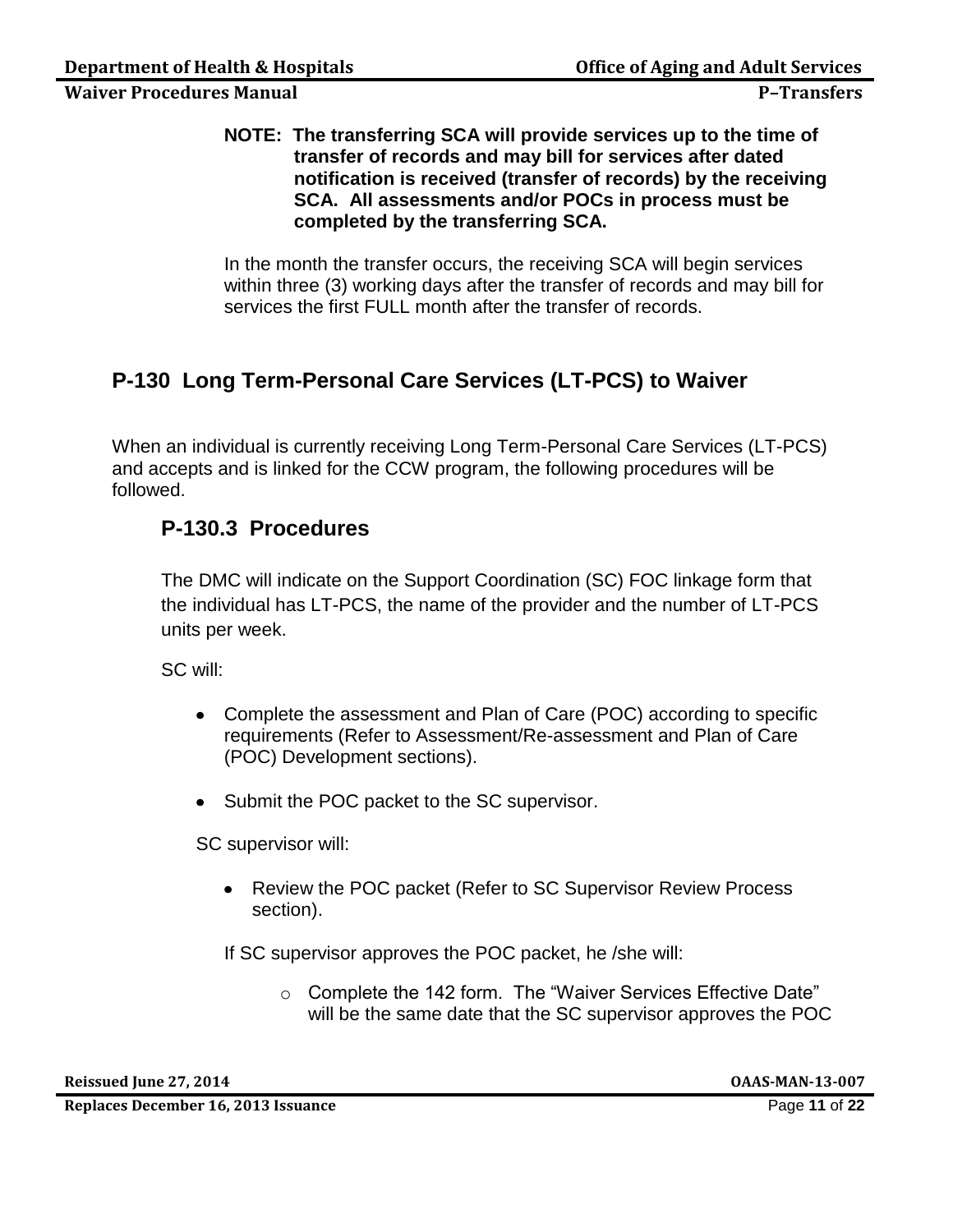**NOTE: The transferring SCA will provide services up to the time of transfer of records and may bill for services after dated notification is received (transfer of records) by the receiving SCA. All assessments and/or POCs in process must be completed by the transferring SCA.**

In the month the transfer occurs, the receiving SCA will begin services within three (3) working days after the transfer of records and may bill for services the first FULL month after the transfer of records.

## P-130 Long Term-Personal Care Services (LT-PCS) to Waiver

When an individual is currently receiving Long Term-Personal Care Services (LT-PCS) and accepts and is linked for the CCW program, the following procedures will be followed.

### P-130.3 Procedures

The DMC will indicate on the Support Coordination (SC) FOC linkage form that the individual has LT-PCS, the name of the provider and the number of LT-PCS units per week.

SC will:

- Complete the assessment and Plan of Care (POC) according to specific requirements (Refer to Assessment/Re-assessment and Plan of Care (POC) Development sections).
- Submit the POC packet to the SC supervisor.

SC supervisor will:

- Review the POC packet (Refer to SC Supervisor Review Process section).

If SC supervisor approves the POC packet, he /she will:

- Complete the 142 form. The "Waiver Services Effective Date" will be the same date that the SC supervisor approves the POC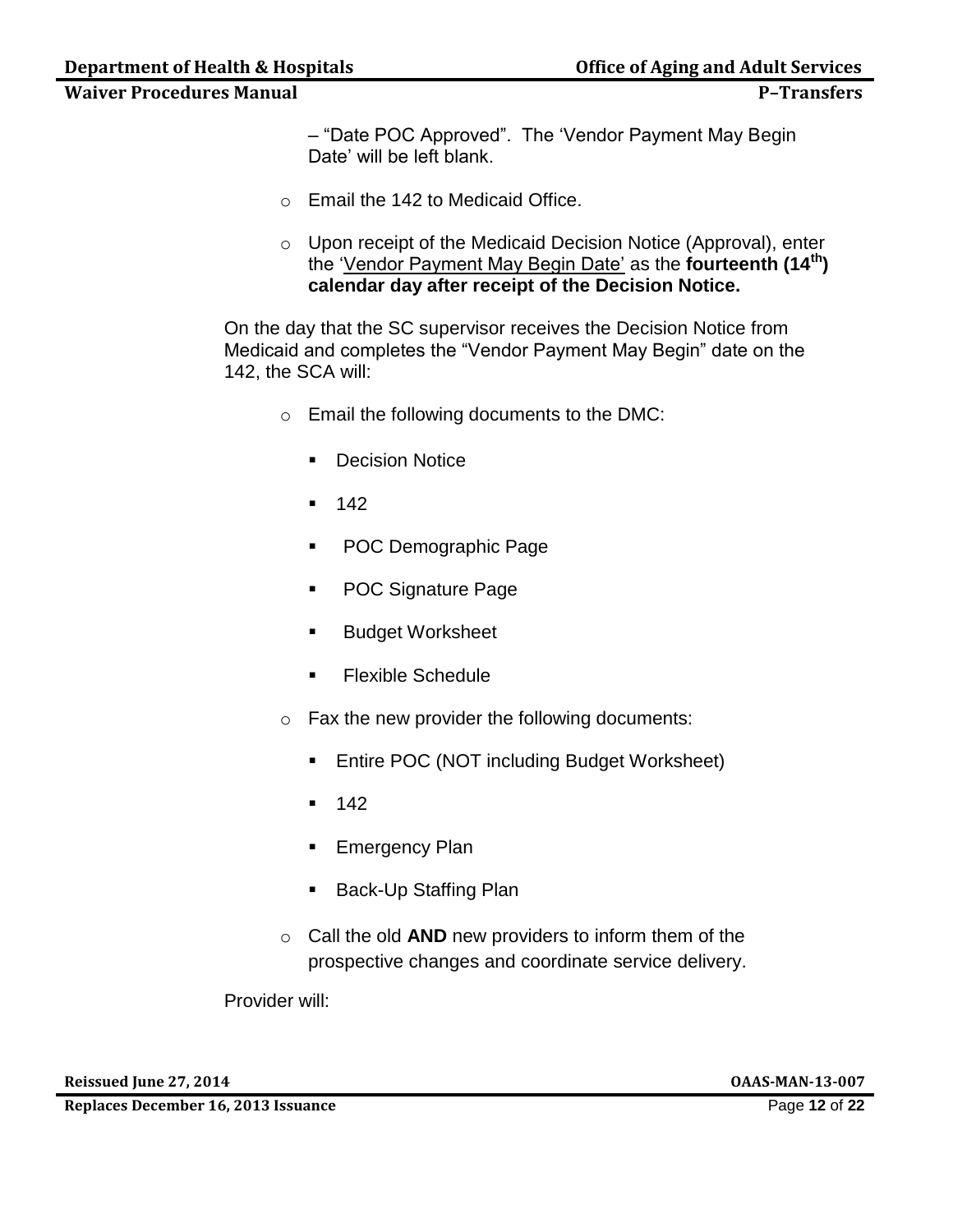– "Date POC Approved". The 'Vendor Payment May Begin Date' will be left blank.

- Email the 142 to Medicaid Office.

- Upon receipt of the Medicaid Decision Notice (Approval), enter the 'Vendor Payment May Begin Date' as the **fourteenth (14th) calendar day after receipt of the Decision Notice.**

On the day that the SC supervisor receives the Decision Notice from Medicaid and completes the "Vendor Payment May Begin" date on the 142, the SCA will:

- Email the following documents to the DMC:
    - Decision Notice
    - 142
    - POC Demographic Page
    - POC Signature Page
    - Budget Worksheet
    - Flexible Schedule

- Fax the new provider the following documents:
    - Entire POC (NOT including Budget Worksheet)
    - 142
    - Emergency Plan
    - Back-Up Staffing Plan

- Call the old **AND** new providers to inform them of the prospective changes and coordinate service delivery.

Provider will: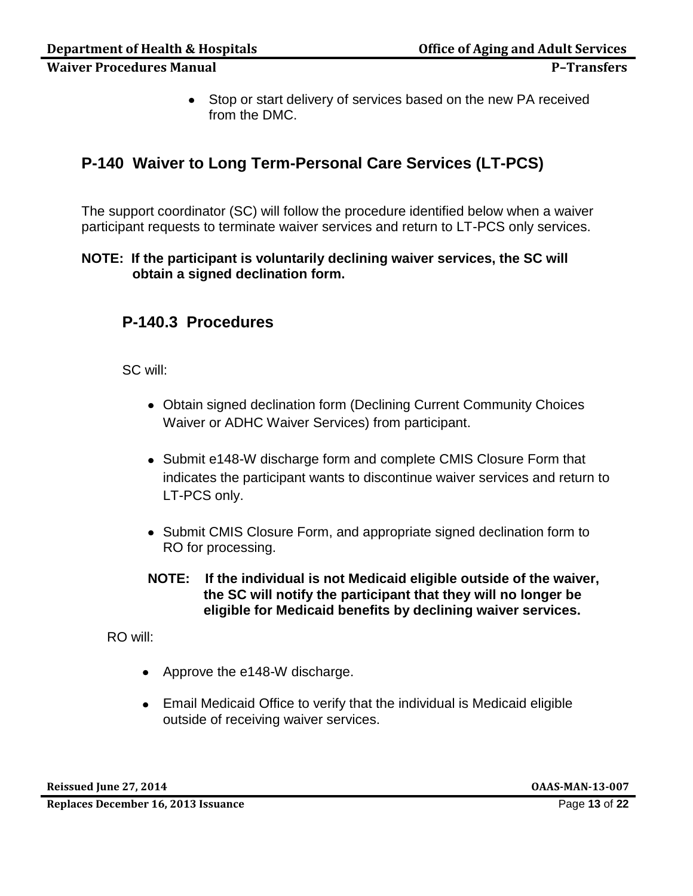- Stop or start delivery of services based on the new PA received from the DMC.

## P-140 Waiver to Long Term-Personal Care Services (LT-PCS)

The support coordinator (SC) will follow the procedure identified below when a waiver participant requests to terminate waiver services and return to LT-PCS only services.

**NOTE: If the participant is voluntarily declining waiver services, the SC will obtain a signed declination form.**

### P-140.3 Procedures

SC will:

- Obtain signed declination form (Declining Current Community Choices Waiver or ADHC Waiver Services) from participant.
- Submit e148-W discharge form and complete CMIS Closure Form that indicates the participant wants to discontinue waiver services and return to LT-PCS only.
- Submit CMIS Closure Form, and appropriate signed declination form to RO for processing.

**NOTE: If the individual is not Medicaid eligible outside of the waiver, the SC will notify the participant that they will no longer be eligible for Medicaid benefits by declining waiver services.**

RO will:

- Approve the e148-W discharge.
- Email Medicaid Office to verify that the individual is Medicaid eligible outside of receiving waiver services.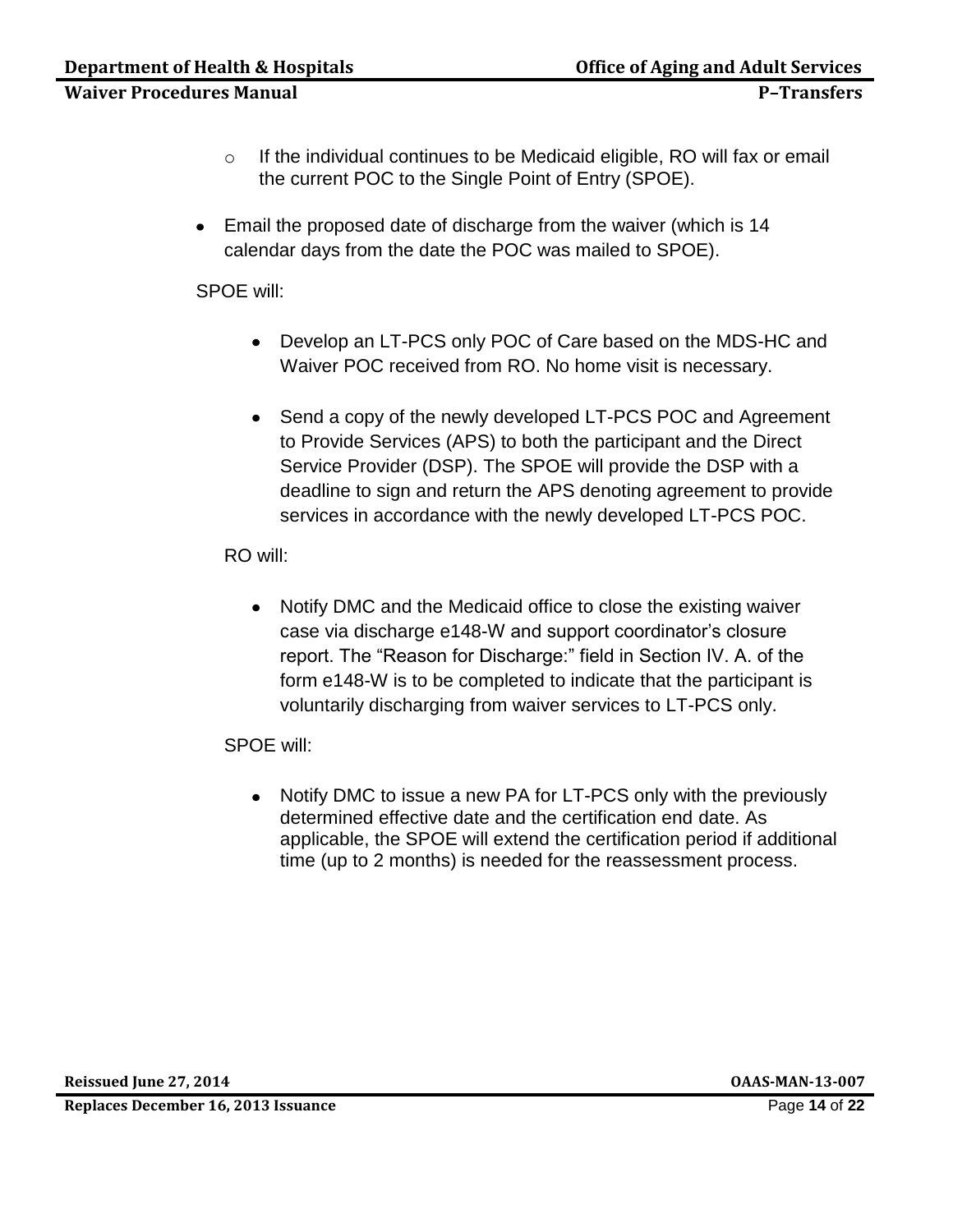- If the individual continues to be Medicaid eligible, RO will fax or email the current POC to the Single Point of Entry (SPOE).

- Email the proposed date of discharge from the waiver (which is 14 calendar days from the date the POC was mailed to SPOE).

SPOE will:

- Develop an LT-PCS only POC of Care based on the MDS-HC and Waiver POC received from RO. No home visit is necessary.

- Send a copy of the newly developed LT-PCS POC and Agreement to Provide Services (APS) to both the participant and the Direct Service Provider (DSP). The SPOE will provide the DSP with a deadline to sign and return the APS denoting agreement to provide services in accordance with the newly developed LT-PCS POC.

RO will:

- Notify DMC and the Medicaid office to close the existing waiver case via discharge e148-W and support coordinator's closure report. The "Reason for Discharge:" field in Section IV. A. of the form e148-W is to be completed to indicate that the participant is voluntarily discharging from waiver services to LT-PCS only.

SPOE will:

- Notify DMC to issue a new PA for LT-PCS only with the previously determined effective date and the certification end date. As applicable, the SPOE will extend the certification period if additional time (up to 2 months) is needed for the reassessment process.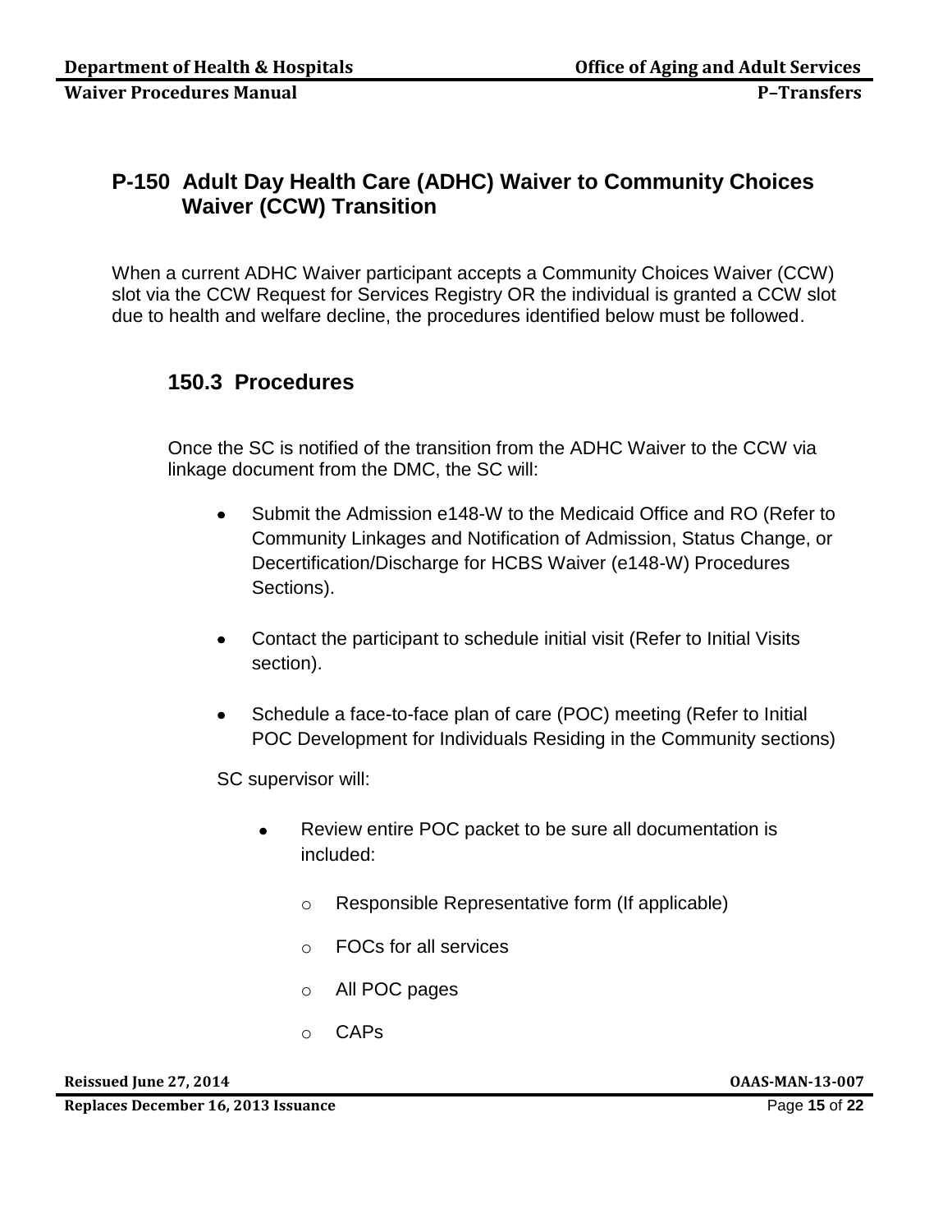## P-150 Adult Day Health Care (ADHC) Waiver to Community Choices Waiver (CCW) Transition

When a current ADHC Waiver participant accepts a Community Choices Waiver (CCW) slot via the CCW Request for Services Registry OR the individual is granted a CCW slot due to health and welfare decline, the procedures identified below must be followed.

### 150.3 Procedures

Once the SC is notified of the transition from the ADHC Waiver to the CCW via linkage document from the DMC, the SC will:

- Submit the Admission e148-W to the Medicaid Office and RO (Refer to Community Linkages and Notification of Admission, Status Change, or Decertification/Discharge for HCBS Waiver (e148-W) Procedures Sections).
- Contact the participant to schedule initial visit (Refer to Initial Visits section).
- Schedule a face-to-face plan of care (POC) meeting (Refer to Initial POC Development for Individuals Residing in the Community sections)

SC supervisor will:

- Review entire POC packet to be sure all documentation is included:
  - Responsible Representative form (If applicable)
  - FOCs for all services
  - All POC pages
  - CAPs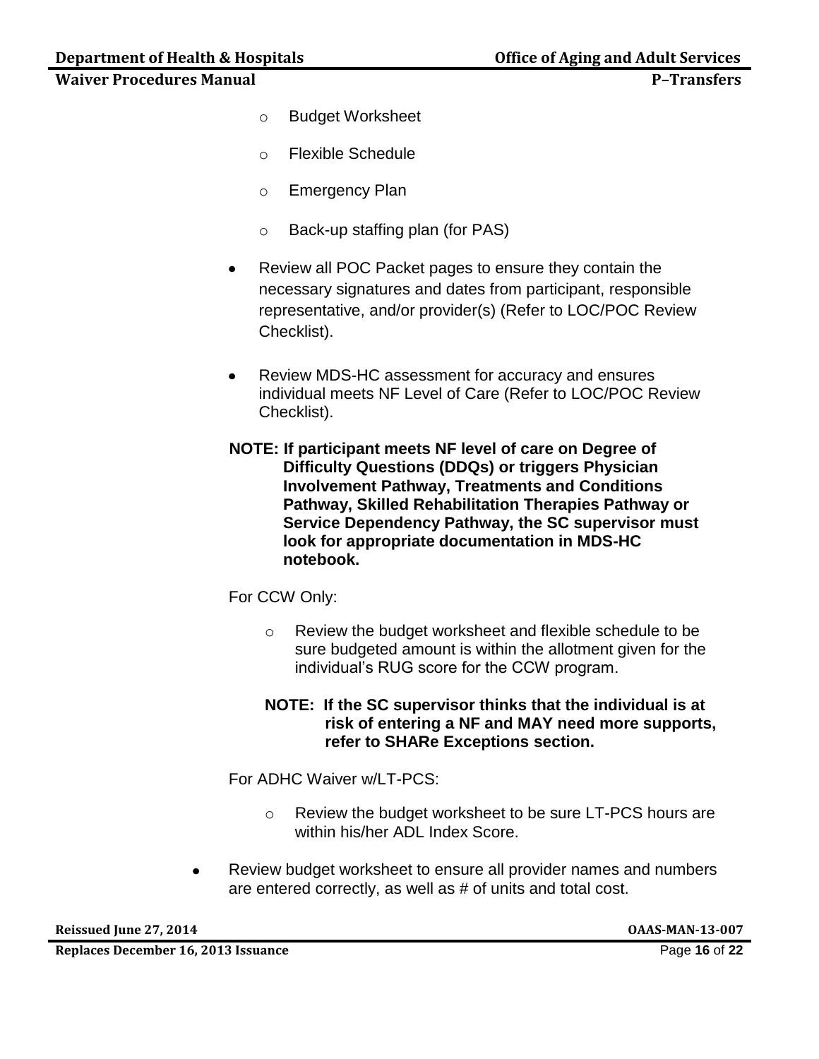- Budget Worksheet
  - Flexible Schedule
  - Emergency Plan
  - Back-up staffing plan (for PAS)

- Review all POC Packet pages to ensure they contain the necessary signatures and dates from participant, responsible representative, and/or provider(s) (Refer to LOC/POC Review Checklist).

- Review MDS-HC assessment for accuracy and ensures individual meets NF Level of Care (Refer to LOC/POC Review Checklist).

**NOTE: If participant meets NF level of care on Degree of Difficulty Questions (DDQs) or triggers Physician Involvement Pathway, Treatments and Conditions Pathway, Skilled Rehabilitation Therapies Pathway or Service Dependency Pathway, the SC supervisor must look for appropriate documentation in MDS-HC notebook.**

For CCW Only:

  - Review the budget worksheet and flexible schedule to be sure budgeted amount is within the allotment given for the individual's RUG score for the CCW program.

  **NOTE: If the SC supervisor thinks that the individual is at risk of entering a NF and MAY need more supports, refer to SHARe Exceptions section.**

For ADHC Waiver w/LT-PCS:

  - Review the budget worksheet to be sure LT-PCS hours are within his/her ADL Index Score.

- Review budget worksheet to ensure all provider names and numbers are entered correctly, as well as # of units and total cost.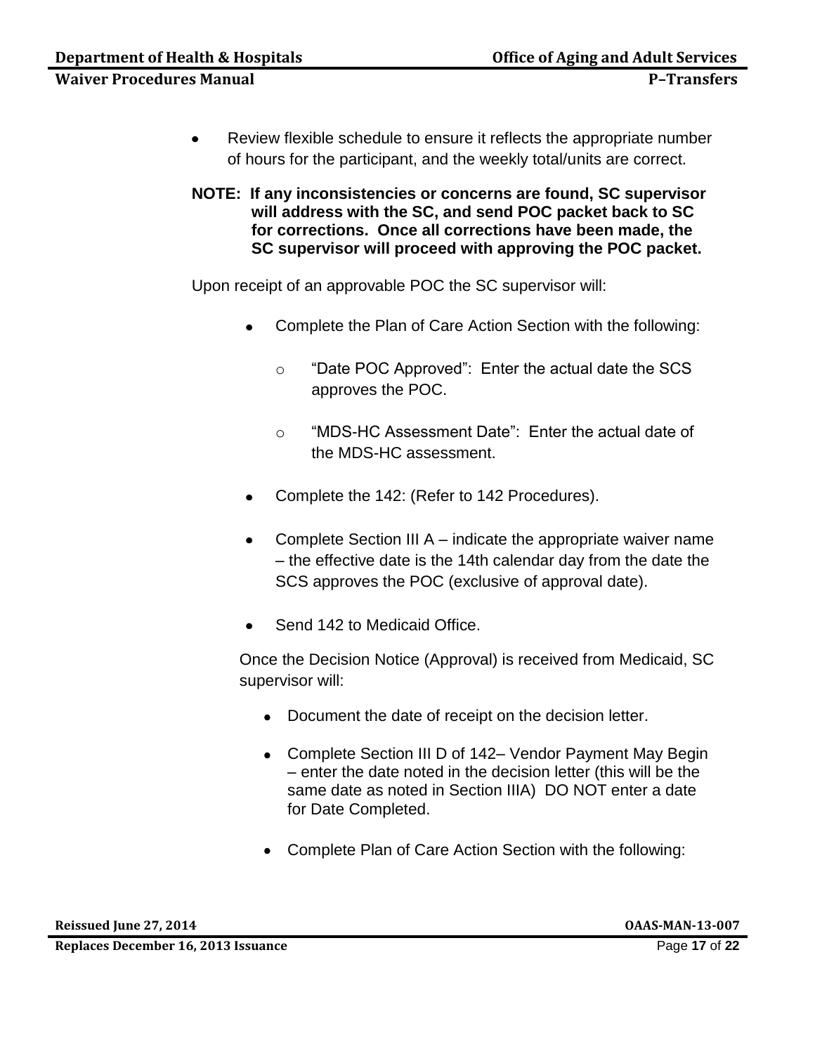- Review flexible schedule to ensure it reflects the appropriate number of hours for the participant, and the weekly total/units are correct.

**NOTE: If any inconsistencies or concerns are found, SC supervisor will address with the SC, and send POC packet back to SC for corrections. Once all corrections have been made, the SC supervisor will proceed with approving the POC packet.**

Upon receipt of an approvable POC the SC supervisor will:

- Complete the Plan of Care Action Section with the following:
  - "Date POC Approved": Enter the actual date the SCS approves the POC.
  - "MDS-HC Assessment Date": Enter the actual date of the MDS-HC assessment.
- Complete the 142: (Refer to 142 Procedures).
- Complete Section III A – indicate the appropriate waiver name – the effective date is the 14th calendar day from the date the SCS approves the POC (exclusive of approval date).
- Send 142 to Medicaid Office.

Once the Decision Notice (Approval) is received from Medicaid, SC supervisor will:

- Document the date of receipt on the decision letter.
- Complete Section III D of 142– Vendor Payment May Begin – enter the date noted in the decision letter (this will be the same date as noted in Section IIIA) DO NOT enter a date for Date Completed.
- Complete Plan of Care Action Section with the following: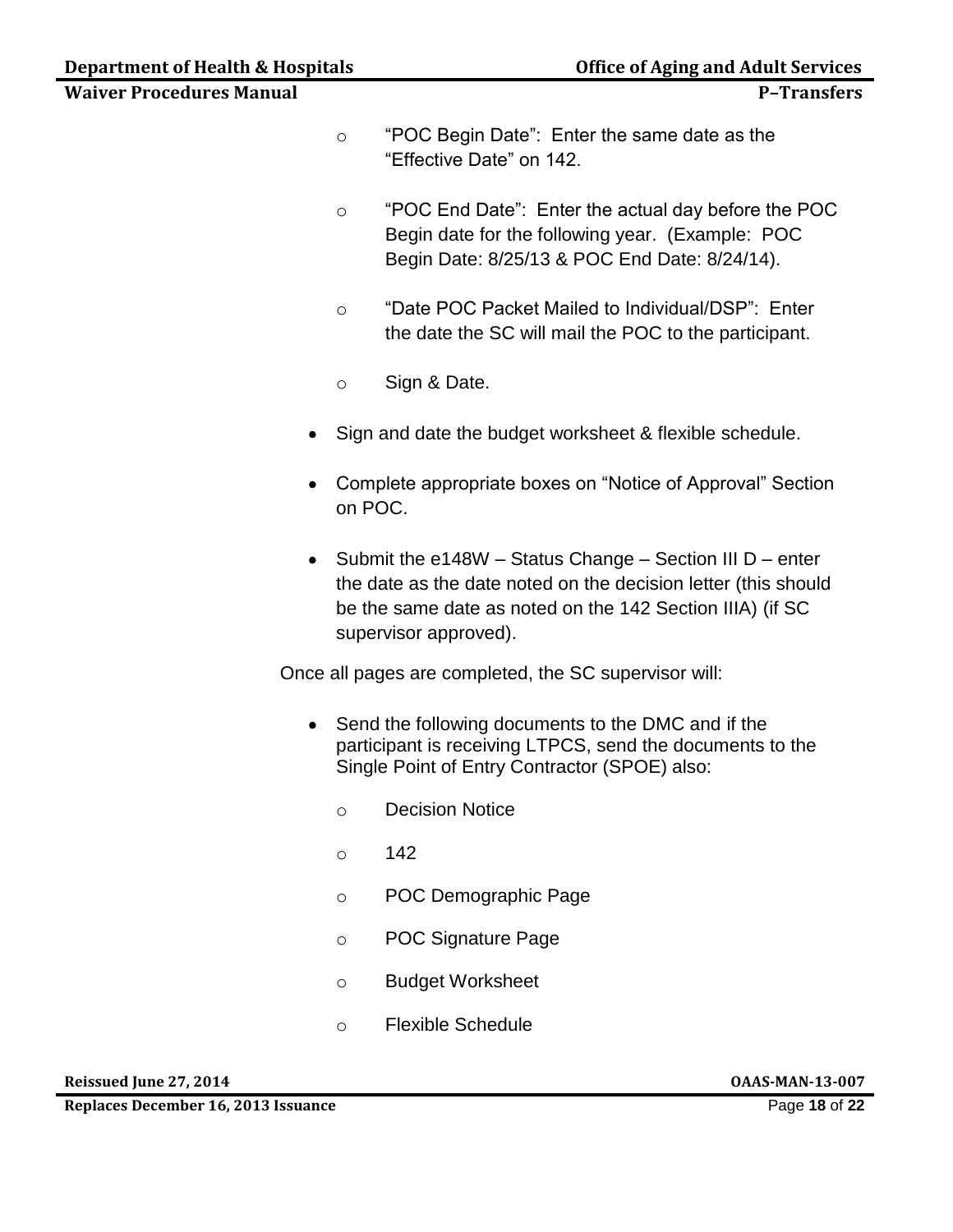- "POC Begin Date": Enter the same date as the "Effective Date" on 142.

- "POC End Date": Enter the actual day before the POC Begin date for the following year. (Example: POC Begin Date: 8/25/13 & POC End Date: 8/24/14).

- "Date POC Packet Mailed to Individual/DSP": Enter the date the SC will mail the POC to the participant.

- Sign & Date.

- Sign and date the budget worksheet & flexible schedule.

- Complete appropriate boxes on "Notice of Approval" Section on POC.

- Submit the e148W – Status Change – Section III D – enter the date as the date noted on the decision letter (this should be the same date as noted on the 142 Section IIIA) (if SC supervisor approved).

Once all pages are completed, the SC supervisor will:

- Send the following documents to the DMC and if the participant is receiving LTPCS, send the documents to the Single Point of Entry Contractor (SPOE) also:
  - Decision Notice
  - 142
  - POC Demographic Page
  - POC Signature Page
  - Budget Worksheet
  - Flexible Schedule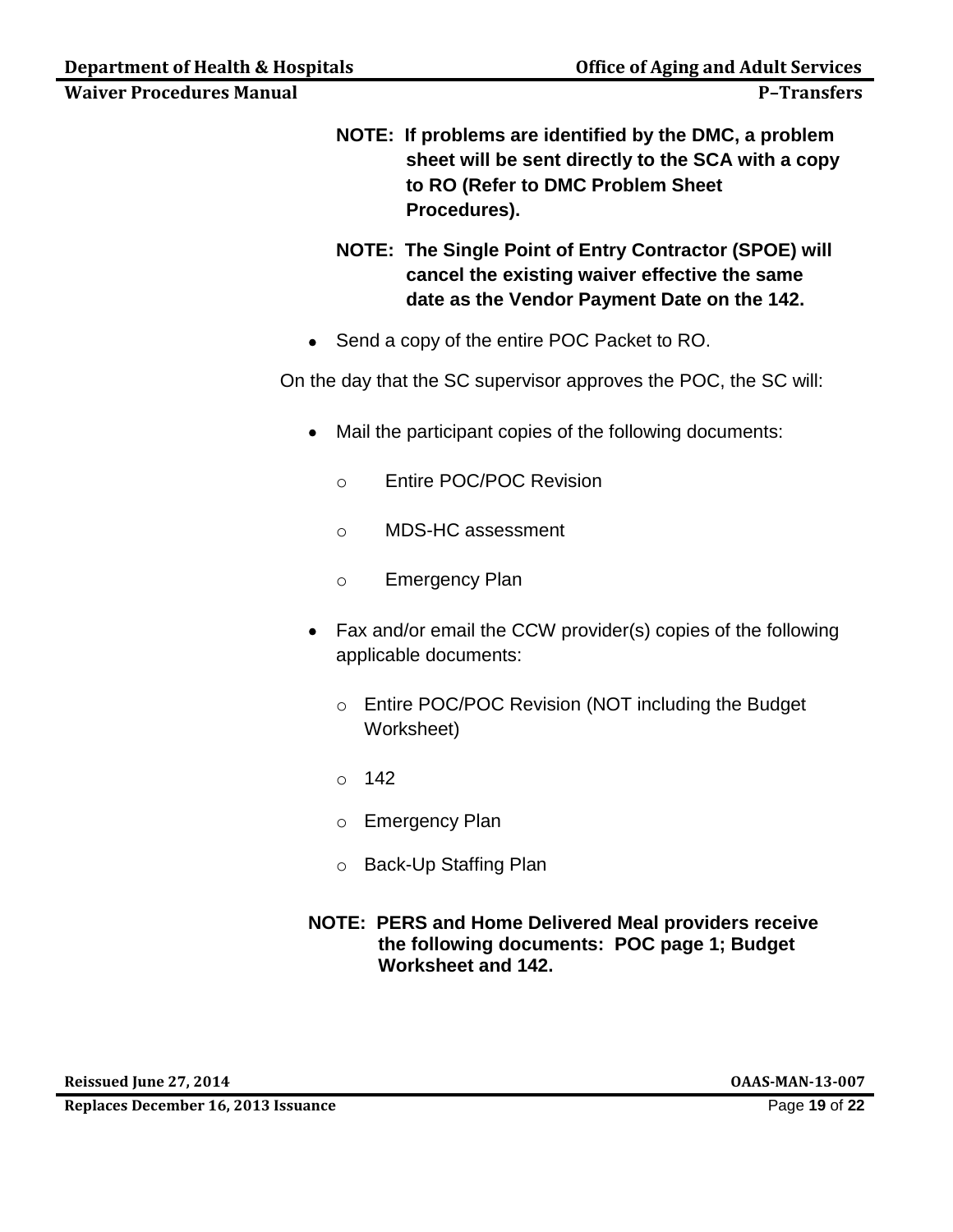**NOTE: If problems are identified by the DMC, a problem sheet will be sent directly to the SCA with a copy to RO (Refer to DMC Problem Sheet Procedures).**

**NOTE: The Single Point of Entry Contractor (SPOE) will cancel the existing waiver effective the same date as the Vendor Payment Date on the 142.**

- Send a copy of the entire POC Packet to RO.

On the day that the SC supervisor approves the POC, the SC will:

- Mail the participant copies of the following documents:
  - Entire POC/POC Revision
  - MDS-HC assessment
  - Emergency Plan
- Fax and/or email the CCW provider(s) copies of the following applicable documents:
  - Entire POC/POC Revision (NOT including the Budget Worksheet)
  - 142
  - Emergency Plan
  - Back-Up Staffing Plan

**NOTE: PERS and Home Delivered Meal providers receive the following documents: POC page 1; Budget Worksheet and 142.**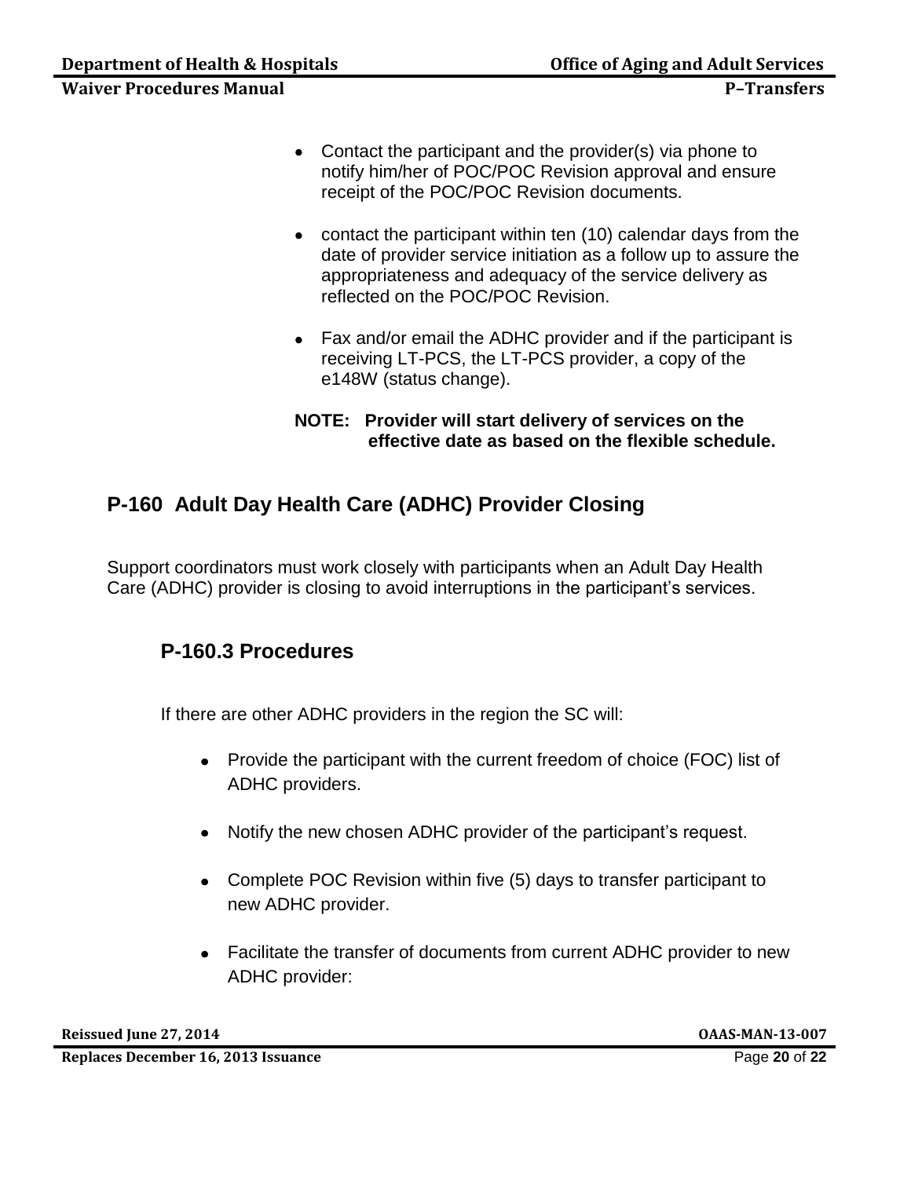- Contact the participant and the provider(s) via phone to notify him/her of POC/POC Revision approval and ensure receipt of the POC/POC Revision documents.

- contact the participant within ten (10) calendar days from the date of provider service initiation as a follow up to assure the appropriateness and adequacy of the service delivery as reflected on the POC/POC Revision.

- Fax and/or email the ADHC provider and if the participant is receiving LT-PCS, the LT-PCS provider, a copy of the e148W (status change).

**NOTE: Provider will start delivery of services on the effective date as based on the flexible schedule.**

## P-160 Adult Day Health Care (ADHC) Provider Closing

Support coordinators must work closely with participants when an Adult Day Health Care (ADHC) provider is closing to avoid interruptions in the participant's services.

### P-160.3 Procedures

If there are other ADHC providers in the region the SC will:

- Provide the participant with the current freedom of choice (FOC) list of ADHC providers.

- Notify the new chosen ADHC provider of the participant's request.

- Complete POC Revision within five (5) days to transfer participant to new ADHC provider.

- Facilitate the transfer of documents from current ADHC provider to new ADHC provider: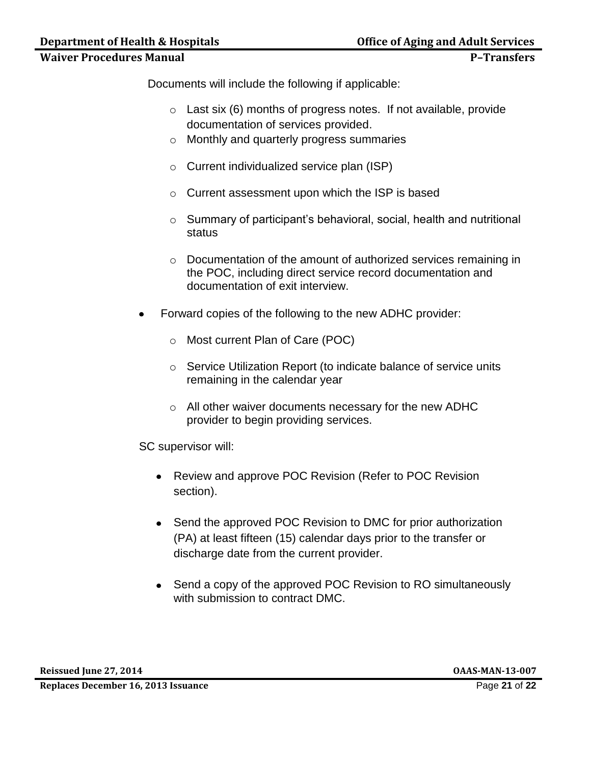Documents will include the following if applicable:

- Last six (6) months of progress notes. If not available, provide documentation of services provided.
- Monthly and quarterly progress summaries
- Current individualized service plan (ISP)
- Current assessment upon which the ISP is based
- Summary of participant's behavioral, social, health and nutritional status
- Documentation of the amount of authorized services remaining in the POC, including direct service record documentation and documentation of exit interview.

- Forward copies of the following to the new ADHC provider:
  - Most current Plan of Care (POC)
  - Service Utilization Report (to indicate balance of service units remaining in the calendar year
  - All other waiver documents necessary for the new ADHC provider to begin providing services.

SC supervisor will:

- Review and approve POC Revision (Refer to POC Revision section).
- Send the approved POC Revision to DMC for prior authorization (PA) at least fifteen (15) calendar days prior to the transfer or discharge date from the current provider.
- Send a copy of the approved POC Revision to RO simultaneously with submission to contract DMC.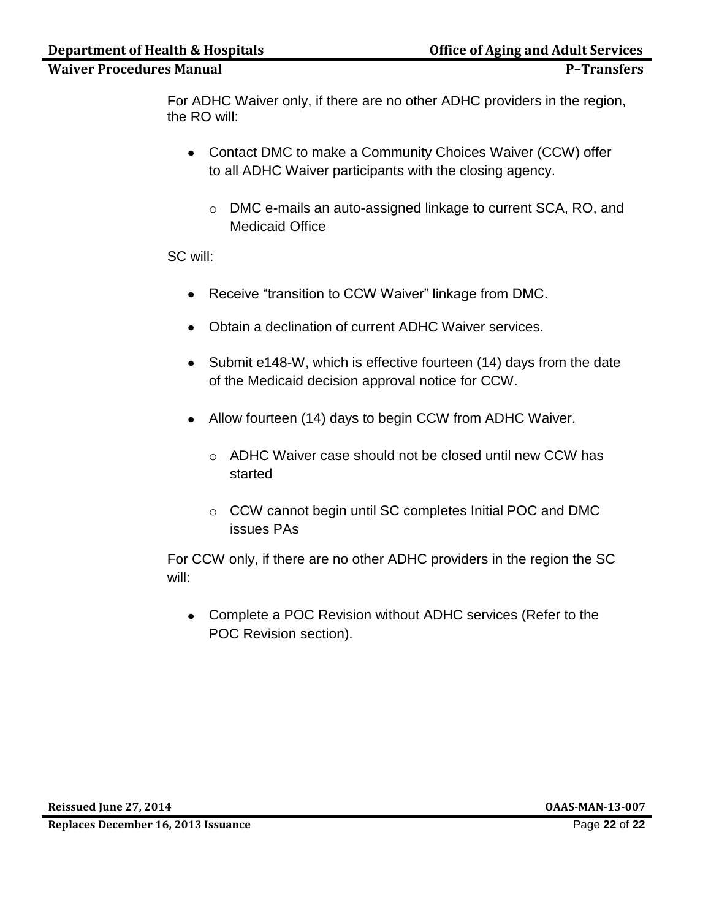For ADHC Waiver only, if there are no other ADHC providers in the region, the RO will:

- Contact DMC to make a Community Choices Waiver (CCW) offer to all ADHC Waiver participants with the closing agency.
    - DMC e-mails an auto-assigned linkage to current SCA, RO, and Medicaid Office

SC will:

- Receive "transition to CCW Waiver" linkage from DMC.
- Obtain a declination of current ADHC Waiver services.
- Submit e148-W, which is effective fourteen (14) days from the date of the Medicaid decision approval notice for CCW.
- Allow fourteen (14) days to begin CCW from ADHC Waiver.
    - ADHC Waiver case should not be closed until new CCW has started
    - CCW cannot begin until SC completes Initial POC and DMC issues PAs

For CCW only, if there are no other ADHC providers in the region the SC will:

- Complete a POC Revision without ADHC services (Refer to the POC Revision section).